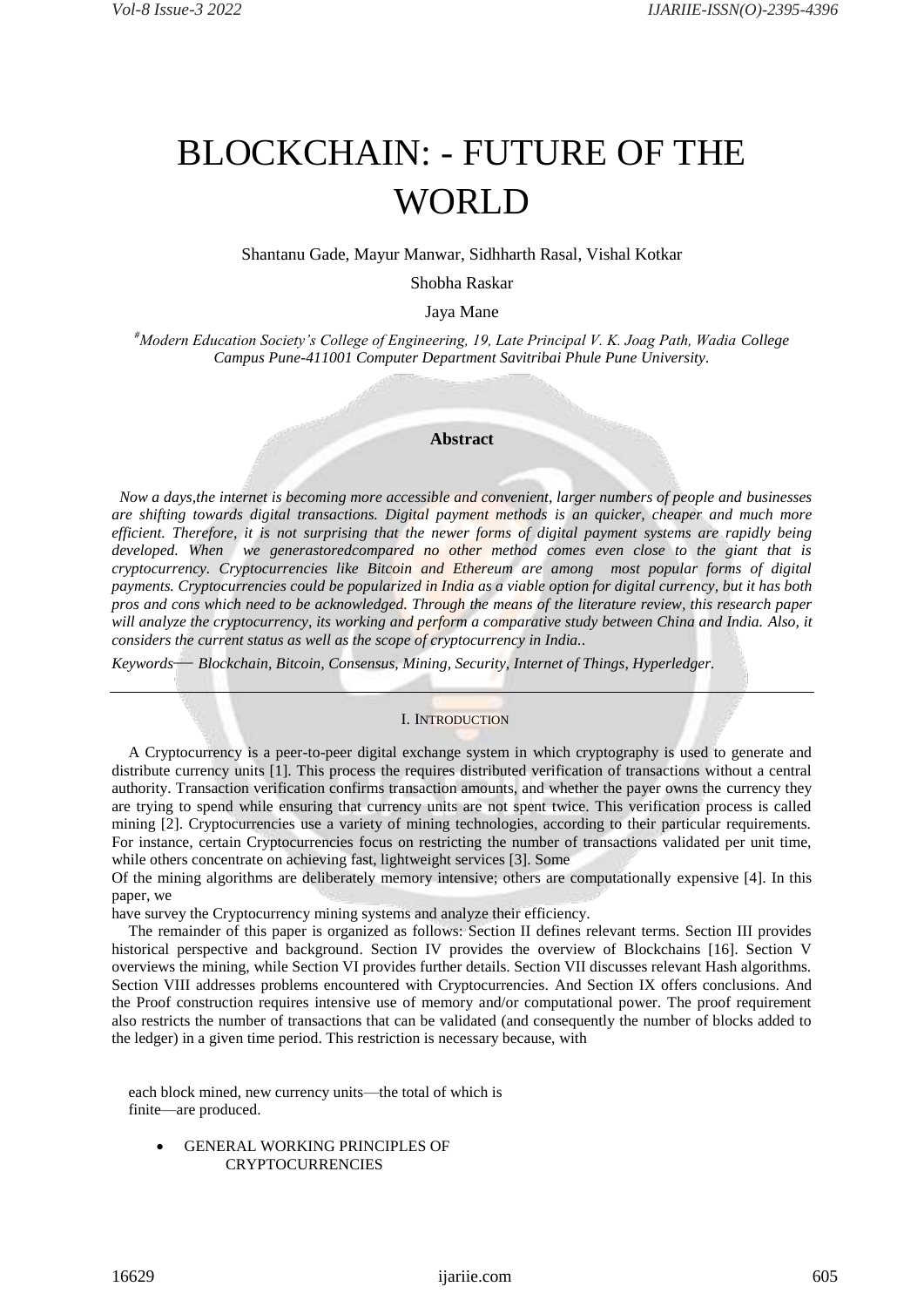# BLOCKCHAIN: - FUTURE OF THE WORLD

Shantanu Gade, Mayur Manwar, Sidhharth Rasal, Vishal Kotkar

Shobha Raskar

Jaya Mane

[#] *Modern Education Society's College of Engineering, 19, Late Principal V. K. Joag Path, Wadia College Campus Pune-411001 Computer Department Savitribai Phule Pune University.*

**Abstract**

*Now a days,the internet is becoming more accessible and convenient, larger numbers of people and businesses are shifting towards digital transactions. Digital payment methods is an quicker, cheaper and much more efficient. Therefore, it is not surprising that the newer forms of digital payment systems are rapidly being developed. When we generastoredcompared no other method comes even close to the giant that is cryptocurrency. Cryptocurrencies like Bitcoin and Ethereum are among most popular forms of digital payments. Cryptocurrencies could be popularized in India as a viable option for digital currency, but it has both pros and cons which need to be acknowledged. Through the means of the literature review, this research paper will analyze the cryptocurrency, its working and perform a comparative study between China and India. Also, it considers the current status as well as the scope of cryptocurrency in India..*

*Keywords— Blockchain, Bitcoin, Consensus, Mining, Security, Internet of Things, Hyperledger.*

## I. INTRODUCTION

A Cryptocurrency is a peer-to-peer digital exchange system in which cryptography is used to generate and distribute currency units [1]. This process the requires distributed verification of transactions without a central authority. Transaction verification confirms transaction amounts, and whether the payer owns the currency they are trying to spend while ensuring that currency units are not spent twice. This verification process is called mining [2]. Cryptocurrencies use a variety of mining technologies, according to their particular requirements. For instance, certain Cryptocurrencies focus on restricting the number of transactions validated per unit time, while others concentrate on achieving fast, lightweight services [3]. Some

Of the mining algorithms are deliberately memory intensive; others are computationally expensive [4]. In this paper, we

have survey the Cryptocurrency mining systems and analyze their efficiency.

The remainder of this paper is organized as follows: Section II defines relevant terms. Section III provides historical perspective and background. Section IV provides the overview of Blockchains [16]. Section V overviews the mining, while Section VI provides further details. Section VII discusses relevant Hash algorithms. Section VIII addresses problems encountered with Cryptocurrencies. And Section IX offers conclusions. And the Proof construction requires intensive use of memory and/or computational power. The proof requirement also restricts the number of transactions that can be validated (and consequently the number of blocks added to the ledger) in a given time period. This restriction is necessary because, with

each block mined, new currency units—the total of which is finite—are produced.

- GENERAL WORKING PRINCIPLES OF CRYPTOCURRENCIES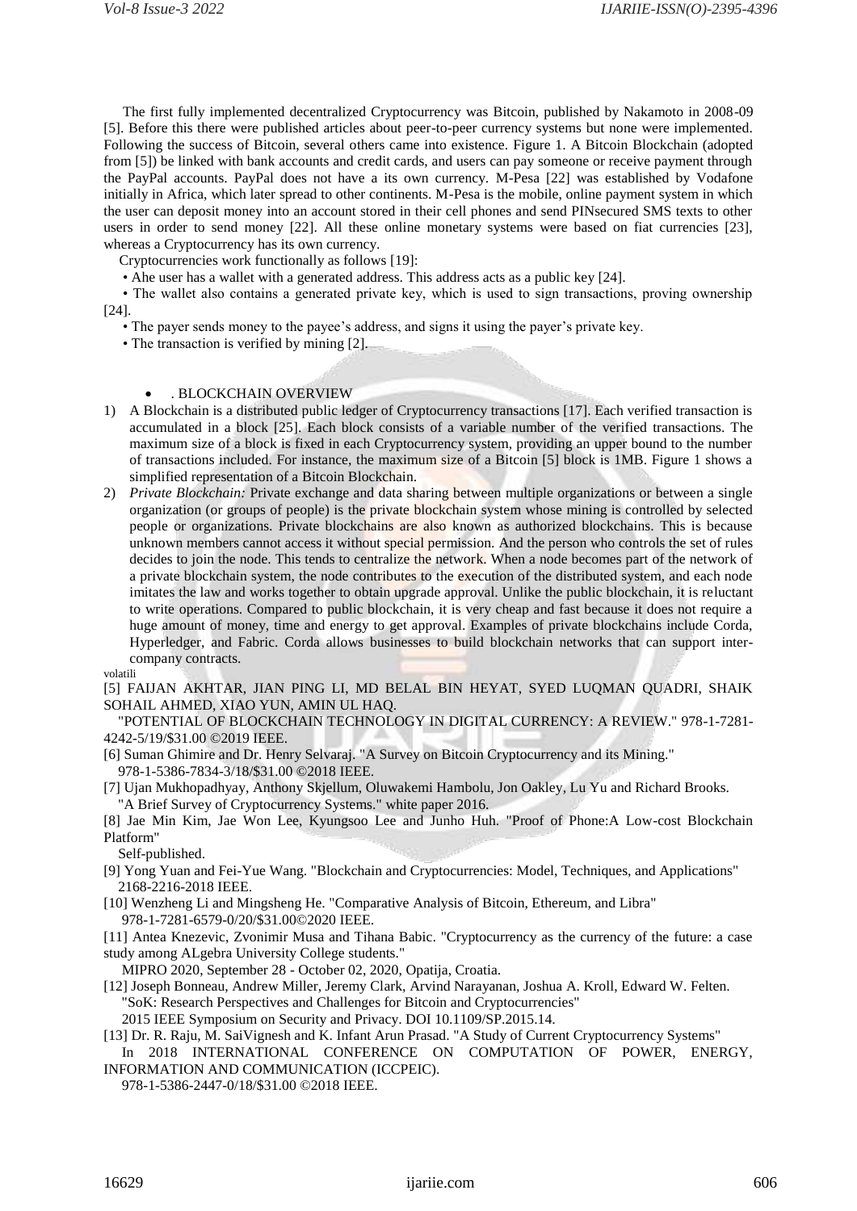The first fully implemented decentralized Cryptocurrency was Bitcoin, published by Nakamoto in 2008-09 [5]. Before this there were published articles about peer-to-peer currency systems but none were implemented. Following the success of Bitcoin, several others came into existence. Figure 1. A Bitcoin Blockchain (adopted from [5]) be linked with bank accounts and credit cards, and users can pay someone or receive payment through the PayPal accounts. PayPal does not have a its own currency. M-Pesa [22] was established by Vodafone initially in Africa, which later spread to other continents. M-Pesa is the mobile, online payment system in which the user can deposit money into an account stored in their cell phones and send PINsecured SMS texts to other users in order to send money [22]. All these online monetary systems were based on fiat currencies [23], whereas a Cryptocurrency has its own currency.

Cryptocurrencies work functionally as follows [19]:

- Ahe user has a wallet with a generated address. This address acts as a public key [24].
- The wallet also contains a generated private key, which is used to sign transactions, proving ownership [24].
- The payer sends money to the payee's address, and signs it using the payer's private key.
- The transaction is verified by mining [2].

- . BLOCKCHAIN OVERVIEW

1) A Blockchain is a distributed public ledger of Cryptocurrency transactions [17]. Each verified transaction is accumulated in a block [25]. Each block consists of a variable number of the verified transactions. The maximum size of a block is fixed in each Cryptocurrency system, providing an upper bound to the number of transactions included. For instance, the maximum size of a Bitcoin [5] block is 1MB. Figure 1 shows a simplified representation of a Bitcoin Blockchain.
2) *Private Blockchain:* Private exchange and data sharing between multiple organizations or between a single organization (or groups of people) is the private blockchain system whose mining is controlled by selected people or organizations. Private blockchains are also known as authorized blockchains. This is because unknown members cannot access it without special permission. And the person who controls the set of rules decides to join the node. This tends to centralize the network. When a node becomes part of the network of a private blockchain system, the node contributes to the execution of the distributed system, and each node imitates the law and works together to obtain upgrade approval. Unlike the public blockchain, it is reluctant to write operations. Compared to public blockchain, it is very cheap and fast because it does not require a huge amount of money, time and energy to get approval. Examples of private blockchains include Corda, Hyperledger, and Fabric. Corda allows businesses to build blockchain networks that can support inter-company contracts.

volatili

[5] FAIJAN AKHTAR, JIAN PING LI, MD BELAL BIN HEYAT, SYED LUQMAN QUADRI, SHAIK SOHAIL AHMED, XIAO YUN, AMIN UL HAQ.
"POTENTIAL OF BLOCKCHAIN TECHNOLOGY IN DIGITAL CURRENCY: A REVIEW." 978-1-7281-4242-5/19/$31.00 ©2019 IEEE.

[6] Suman Ghimire and Dr. Henry Selvaraj. "A Survey on Bitcoin Cryptocurrency and its Mining."
978-1-5386-7834-3/18/$31.00 ©2018 IEEE.

[7] Ujan Mukhopadhyay, Anthony Skjellum, Oluwakemi Hambolu, Jon Oakley, Lu Yu and Richard Brooks.
"A Brief Survey of Cryptocurrency Systems." white paper 2016.

[8] Jae Min Kim, Jae Won Lee, Kyungsoo Lee and Junho Huh. "Proof of Phone:A Low-cost Blockchain Platform"
Self-published.

[9] Yong Yuan and Fei-Yue Wang. "Blockchain and Cryptocurrencies: Model, Techniques, and Applications"
2168-2216-2018 IEEE.

[10] Wenzheng Li and Mingsheng He. "Comparative Analysis of Bitcoin, Ethereum, and Libra"
978-1-7281-6579-0/20/$31.00©2020 IEEE.

[11] Antea Knezevic, Zvonimir Musa and Tihana Babic. "Cryptocurrency as the currency of the future: a case study among ALgebra University College students."
MIPRO 2020, September 28 - October 02, 2020, Opatija, Croatia.

[12] Joseph Bonneau, Andrew Miller, Jeremy Clark, Arvind Narayanan, Joshua A. Kroll, Edward W. Felten.
"SoK: Research Perspectives and Challenges for Bitcoin and Cryptocurrencies"
2015 IEEE Symposium on Security and Privacy. DOI 10.1109/SP.2015.14.

[13] Dr. R. Raju, M. SaiVignesh and K. Infant Arun Prasad. "A Study of Current Cryptocurrency Systems"
In 2018 INTERNATIONAL CONFERENCE ON COMPUTATION OF POWER, ENERGY, INFORMATION AND COMMUNICATION (ICCPEIC).
978-1-5386-2447-0/18/$31.00 ©2018 IEEE.